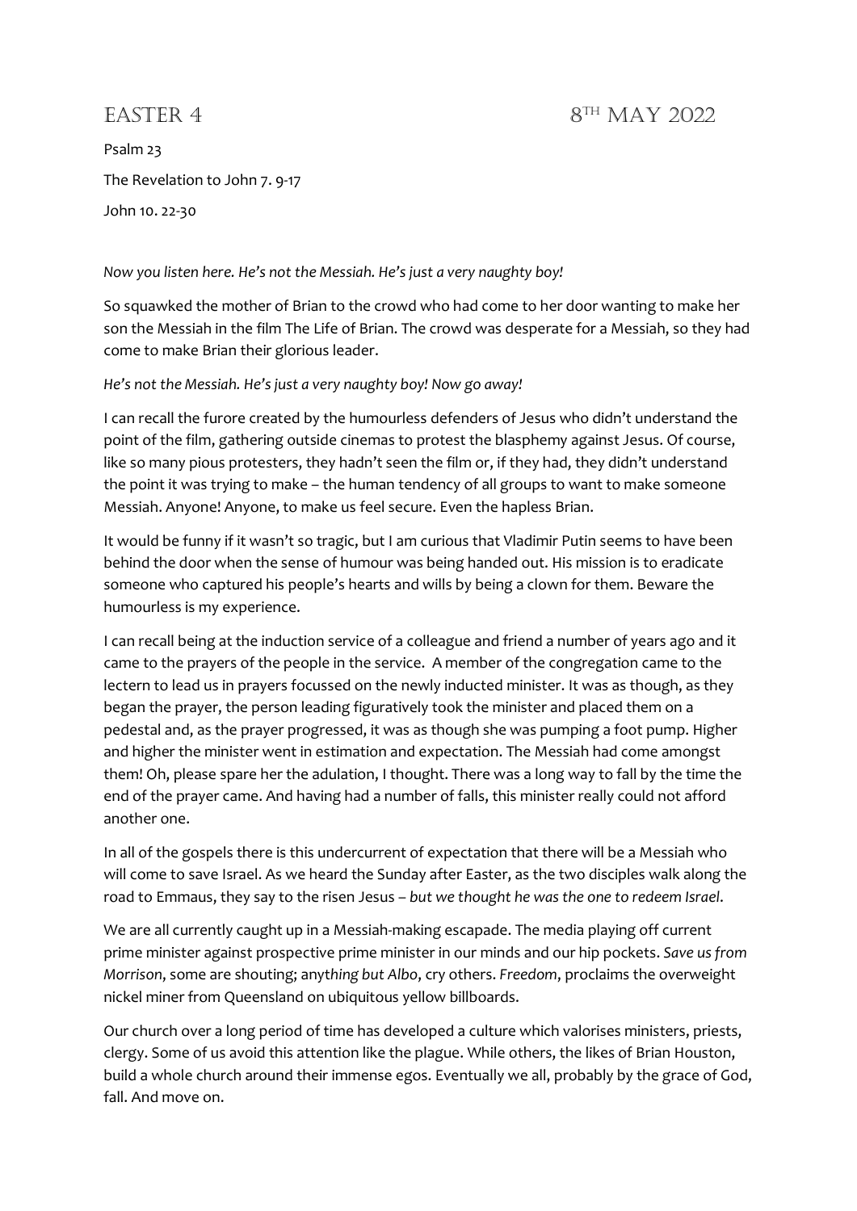# EASTER 4 8TH MAY 2022

Psalm 23

The Revelation to John 7. 9-17

John 10. 22-30

*Now you listen here. He's not the Messiah. He's just a very naughty boy!*

So squawked the mother of Brian to the crowd who had come to her door wanting to make her son the Messiah in the film The Life of Brian. The crowd was desperate for a Messiah, so they had come to make Brian their glorious leader.

*He's not the Messiah. He's just a very naughty boy! Now go away!*

I can recall the furore created by the humourless defenders of Jesus who didn't understand the point of the film, gathering outside cinemas to protest the blasphemy against Jesus. Of course, like so many pious protesters, they hadn't seen the film or, if they had, they didn't understand the point it was trying to make – the human tendency of all groups to want to make someone Messiah. Anyone! Anyone, to make us feel secure. Even the hapless Brian.

It would be funny if it wasn't so tragic, but I am curious that Vladimir Putin seems to have been behind the door when the sense of humour was being handed out. His mission is to eradicate someone who captured his people's hearts and wills by being a clown for them. Beware the humourless is my experience.

I can recall being at the induction service of a colleague and friend a number of years ago and it came to the prayers of the people in the service. A member of the congregation came to the lectern to lead us in prayers focussed on the newly inducted minister. It was as though, as they began the prayer, the person leading figuratively took the minister and placed them on a pedestal and, as the prayer progressed, it was as though she was pumping a foot pump. Higher and higher the minister went in estimation and expectation. The Messiah had come amongst them! Oh, please spare her the adulation, I thought. There was a long way to fall by the time the end of the prayer came. And having had a number of falls, this minister really could not afford another one.

In all of the gospels there is this undercurrent of expectation that there will be a Messiah who will come to save Israel. As we heard the Sunday after Easter, as the two disciples walk along the road to Emmaus, they say to the risen Jesus – *but we thought he was the one to redeem Israel.*

We are all currently caught up in a Messiah-making escapade. The media playing off current prime minister against prospective prime minister in our minds and our hip pockets. *Save us from Morrison*, some are shouting; any*thing but Albo*, cry others. *Freedom*, proclaims the overweight nickel miner from Queensland on ubiquitous yellow billboards.

Our church over a long period of time has developed a culture which valorises ministers, priests, clergy. Some of us avoid this attention like the plague. While others, the likes of Brian Houston, build a whole church around their immense egos. Eventually we all, probably by the grace of God, fall. And move on.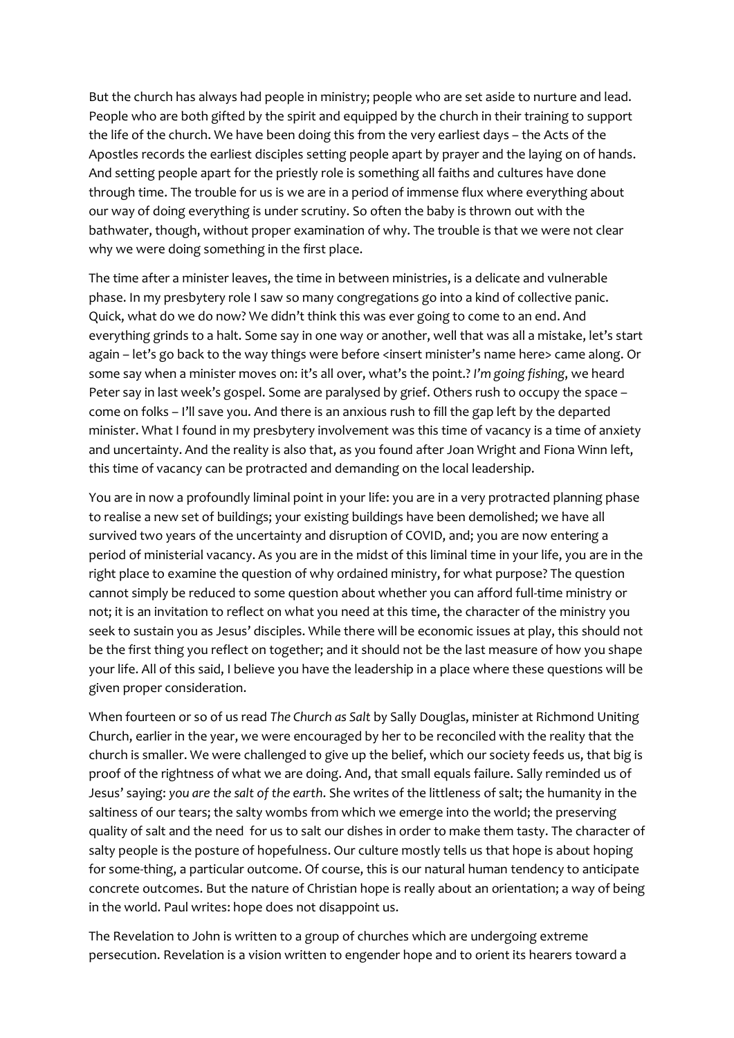But the church has always had people in ministry; people who are set aside to nurture and lead. People who are both gifted by the spirit and equipped by the church in their training to support the life of the church. We have been doing this from the very earliest days – the Acts of the Apostles records the earliest disciples setting people apart by prayer and the laying on of hands. And setting people apart for the priestly role is something all faiths and cultures have done through time. The trouble for us is we are in a period of immense flux where everything about our way of doing everything is under scrutiny. So often the baby is thrown out with the bathwater, though, without proper examination of why. The trouble is that we were not clear why we were doing something in the first place.

The time after a minister leaves, the time in between ministries, is a delicate and vulnerable phase. In my presbytery role I saw so many congregations go into a kind of collective panic. Quick, what do we do now? We didn't think this was ever going to come to an end. And everything grinds to a halt. Some say in one way or another, well that was all a mistake, let's start again – let's go back to the way things were before <insert minister's name here> came along. Or some say when a minister moves on: it's all over, what's the point.? *I'm going fishing*, we heard Peter say in last week's gospel. Some are paralysed by grief. Others rush to occupy the space – come on folks – I'll save you. And there is an anxious rush to fill the gap left by the departed minister. What I found in my presbytery involvement was this time of vacancy is a time of anxiety and uncertainty. And the reality is also that, as you found after Joan Wright and Fiona Winn left, this time of vacancy can be protracted and demanding on the local leadership.

You are in now a profoundly liminal point in your life: you are in a very protracted planning phase to realise a new set of buildings; your existing buildings have been demolished; we have all survived two years of the uncertainty and disruption of COVID, and; you are now entering a period of ministerial vacancy. As you are in the midst of this liminal time in your life, you are in the right place to examine the question of why ordained ministry, for what purpose? The question cannot simply be reduced to some question about whether you can afford full-time ministry or not; it is an invitation to reflect on what you need at this time, the character of the ministry you seek to sustain you as Jesus' disciples. While there will be economic issues at play, this should not be the first thing you reflect on together; and it should not be the last measure of how you shape your life. All of this said, I believe you have the leadership in a place where these questions will be given proper consideration.

When fourteen or so of us read *The Church as Salt* by Sally Douglas, minister at Richmond Uniting Church, earlier in the year, we were encouraged by her to be reconciled with the reality that the church is smaller. We were challenged to give up the belief, which our society feeds us, that big is proof of the rightness of what we are doing. And, that small equals failure. Sally reminded us of Jesus' saying: *you are the salt of the earth*. She writes of the littleness of salt; the humanity in the saltiness of our tears; the salty wombs from which we emerge into the world; the preserving quality of salt and the need for us to salt our dishes in order to make them tasty. The character of salty people is the posture of hopefulness. Our culture mostly tells us that hope is about hoping for some-thing, a particular outcome. Of course, this is our natural human tendency to anticipate concrete outcomes. But the nature of Christian hope is really about an orientation; a way of being in the world. Paul writes: hope does not disappoint us.

The Revelation to John is written to a group of churches which are undergoing extreme persecution. Revelation is a vision written to engender hope and to orient its hearers toward a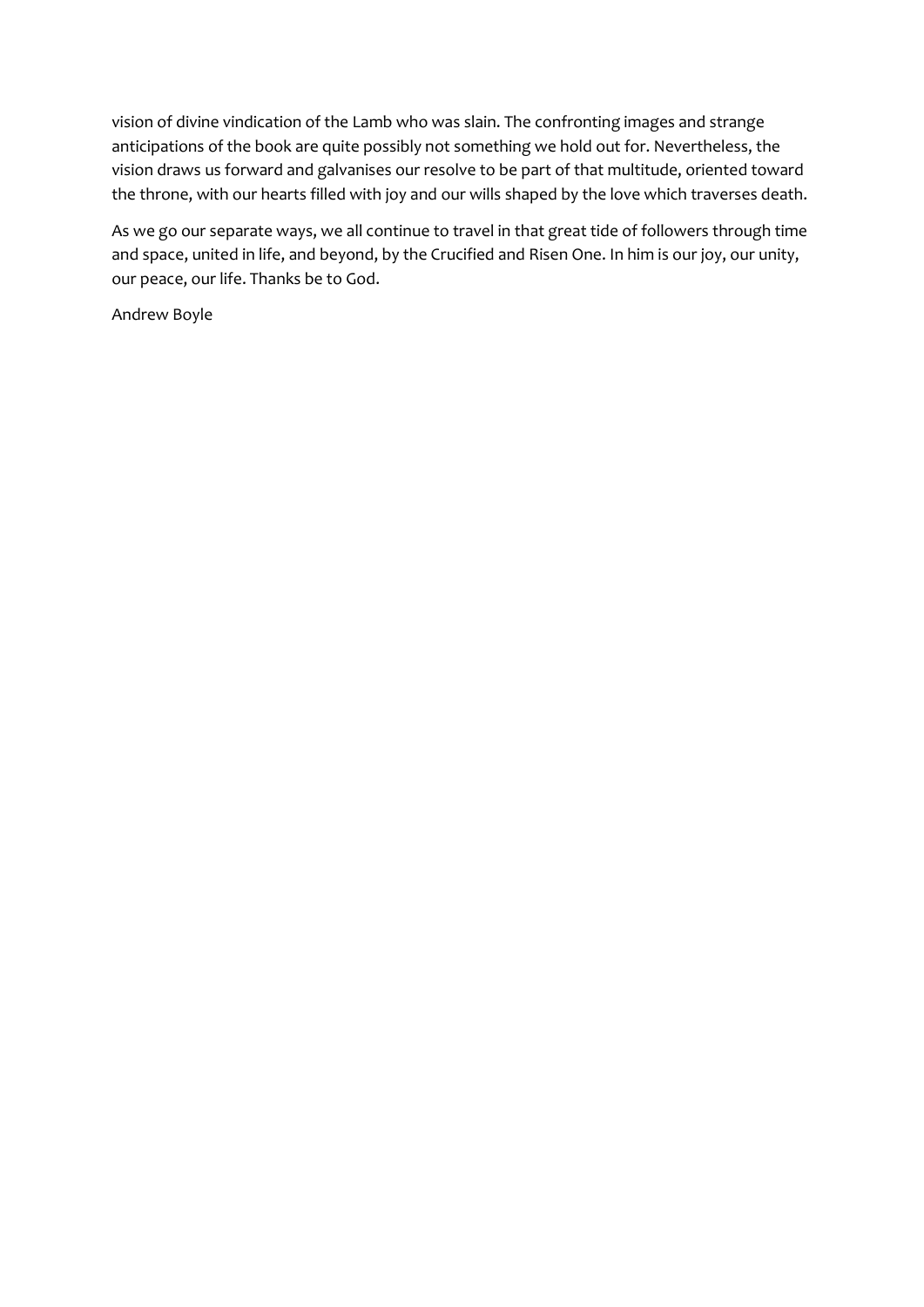vision of divine vindication of the Lamb who was slain. The confronting images and strange anticipations of the book are quite possibly not something we hold out for. Nevertheless, the vision draws us forward and galvanises our resolve to be part of that multitude, oriented toward the throne, with our hearts filled with joy and our wills shaped by the love which traverses death.

As we go our separate ways, we all continue to travel in that great tide of followers through time and space, united in life, and beyond, by the Crucified and Risen One. In him is our joy, our unity, our peace, our life. Thanks be to God.

Andrew Boyle